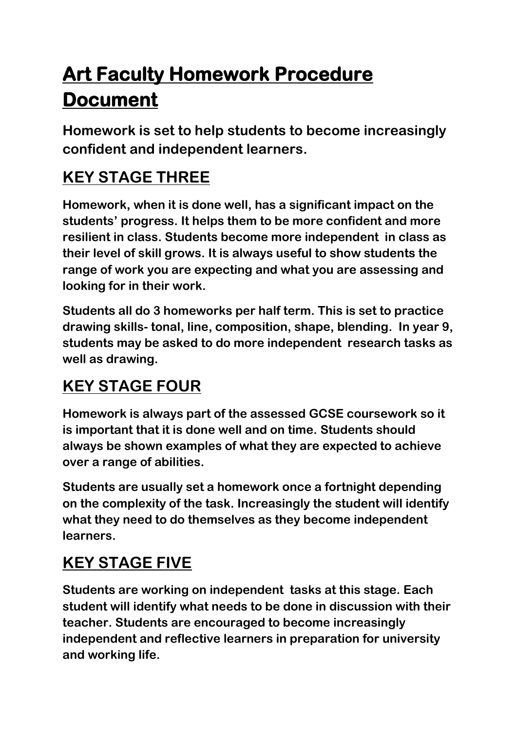# Art Faculty Homework Procedure Document

**Homework is set to help students to become increasingly confident and independent learners.**

## KEY STAGE THREE

**Homework, when it is done well, has a significant impact on the students' progress. It helps them to be more confident and more resilient in class. Students become more independent in class as their level of skill grows. It is always useful to show students the range of work you are expecting and what you are assessing and looking for in their work.**

**Students all do 3 homeworks per half term. This is set to practice drawing skills- tonal, line, composition, shape, blending. In year 9, students may be asked to do more independent research tasks as well as drawing.**

## KEY STAGE FOUR

**Homework is always part of the assessed GCSE coursework so it is important that it is done well and on time. Students should always be shown examples of what they are expected to achieve over a range of abilities.**

**Students are usually set a homework once a fortnight depending on the complexity of the task. Increasingly the student will identify what they need to do themselves as they become independent learners.**

## KEY STAGE FIVE

**Students are working on independent tasks at this stage. Each student will identify what needs to be done in discussion with their teacher. Students are encouraged to become increasingly independent and reflective learners in preparation for university and working life.**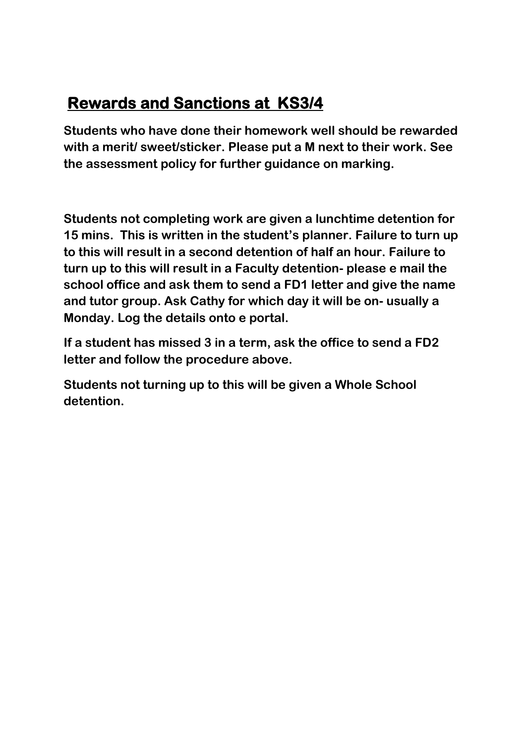## Rewards and Sanctions at KS3/4

**Students who have done their homework well should be rewarded with a merit/ sweet/sticker. Please put a M next to their work. See the assessment policy for further guidance on marking.**

**Students not completing work are given a lunchtime detention for 15 mins. This is written in the student's planner. Failure to turn up to this will result in a second detention of half an hour. Failure to turn up to this will result in a Faculty detention- please e mail the school office and ask them to send a FD1 letter and give the name and tutor group. Ask Cathy for which day it will be on- usually a Monday. Log the details onto e portal.**

**If a student has missed 3 in a term, ask the office to send a FD2 letter and follow the procedure above.**

**Students not turning up to this will be given a Whole School detention.**